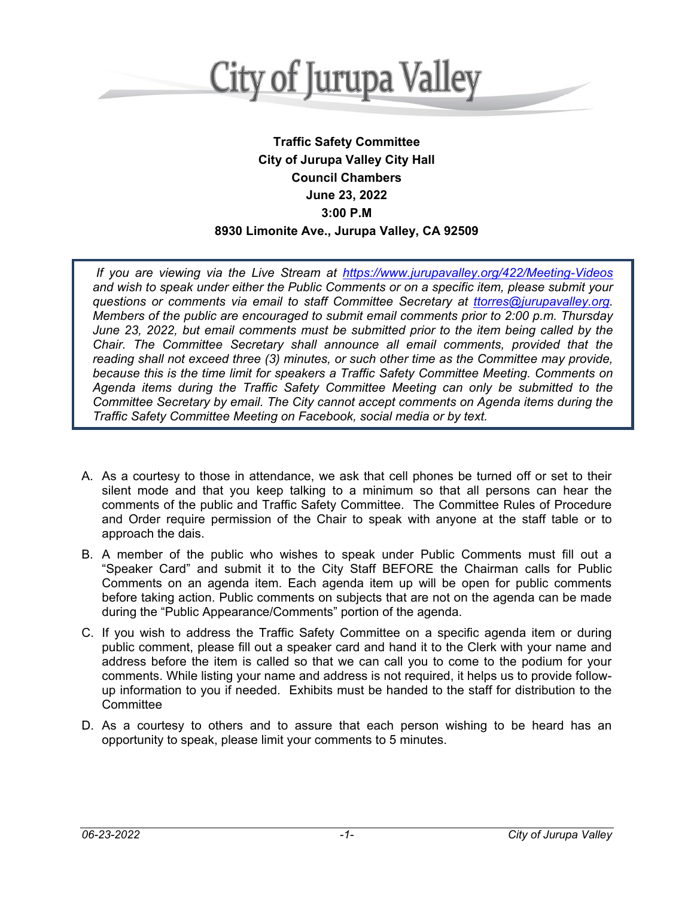# City of Jurupa Valley

**Traffic Safety Committee**
**City of Jurupa Valley City Hall**
**Council Chambers**
**June 23, 2022**
**3:00 P.M**
**8930 Limonite Ave., Jurupa Valley, CA 92509**

*If you are viewing via the Live Stream at [https://www.jurupavalley.org/422/Meeting-Videos](https://www.jurupavalley.org/422/Meeting-Videos) and wish to speak under either the Public Comments or on a specific item, please submit your questions or comments via email to staff Committee Secretary at [ttorres@jurupavalley.org](mailto:ttorres@jurupavalley.org). Members of the public are encouraged to submit email comments prior to 2:00 p.m. Thursday June 23, 2022, but email comments must be submitted prior to the item being called by the Chair. The Committee Secretary shall announce all email comments, provided that the reading shall not exceed three (3) minutes, or such other time as the Committee may provide, because this is the time limit for speakers a Traffic Safety Committee Meeting. Comments on Agenda items during the Traffic Safety Committee Meeting can only be submitted to the Committee Secretary by email. The City cannot accept comments on Agenda items during the Traffic Safety Committee Meeting on Facebook, social media or by text.*

A. As a courtesy to those in attendance, we ask that cell phones be turned off or set to their silent mode and that you keep talking to a minimum so that all persons can hear the comments of the public and Traffic Safety Committee. The Committee Rules of Procedure and Order require permission of the Chair to speak with anyone at the staff table or to approach the dais.

B. A member of the public who wishes to speak under Public Comments must fill out a "Speaker Card" and submit it to the City Staff BEFORE the Chairman calls for Public Comments on an agenda item. Each agenda item up will be open for public comments before taking action. Public comments on subjects that are not on the agenda can be made during the "Public Appearance/Comments" portion of the agenda.

C. If you wish to address the Traffic Safety Committee on a specific agenda item or during public comment, please fill out a speaker card and hand it to the Clerk with your name and address before the item is called so that we can call you to come to the podium for your comments. While listing your name and address is not required, it helps us to provide follow-up information to you if needed. Exhibits must be handed to the staff for distribution to the Committee

D. As a courtesy to others and to assure that each person wishing to be heard has an opportunity to speak, please limit your comments to 5 minutes.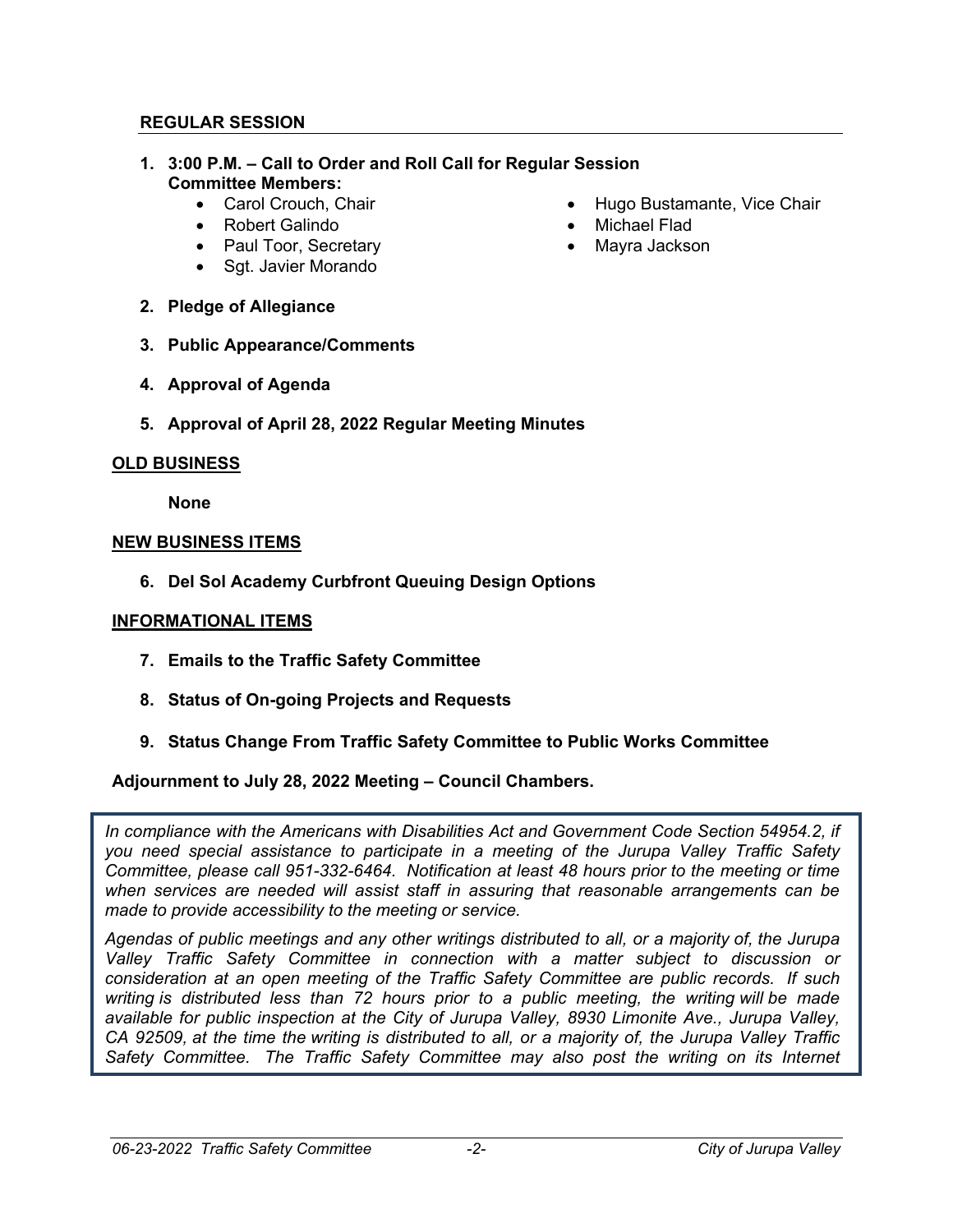## REGULAR SESSION

**1. 3:00 P.M. – Call to Order and Roll Call for Regular Session**
**Committee Members:**

- Carol Crouch, Chair
- Robert Galindo
- Paul Toor, Secretary
- Sgt. Javier Morando
- Hugo Bustamante, Vice Chair
- Michael Flad
- Mayra Jackson

**2. Pledge of Allegiance**

**3. Public Appearance/Comments**

**4. Approval of Agenda**

**5. Approval of April 28, 2022 Regular Meeting Minutes**

## OLD BUSINESS

**None**

## NEW BUSINESS ITEMS

**6. Del Sol Academy Curbfront Queuing Design Options**

## INFORMATIONAL ITEMS

**7. Emails to the Traffic Safety Committee**

**8. Status of On-going Projects and Requests**

**9. Status Change From Traffic Safety Committee to Public Works Committee**

**Adjournment to July 28, 2022 Meeting – Council Chambers.**

*In compliance with the Americans with Disabilities Act and Government Code Section 54954.2, if you need special assistance to participate in a meeting of the Jurupa Valley Traffic Safety Committee, please call 951-332-6464. Notification at least 48 hours prior to the meeting or time when services are needed will assist staff in assuring that reasonable arrangements can be made to provide accessibility to the meeting or service.*

*Agendas of public meetings and any other writings distributed to all, or a majority of, the Jurupa Valley Traffic Safety Committee in connection with a matter subject to discussion or consideration at an open meeting of the Traffic Safety Committee are public records. If such writing is distributed less than 72 hours prior to a public meeting, the writing will be made available for public inspection at the City of Jurupa Valley, 8930 Limonite Ave., Jurupa Valley, CA 92509, at the time the writing is distributed to all, or a majority of, the Jurupa Valley Traffic Safety Committee. The Traffic Safety Committee may also post the writing on its Internet*